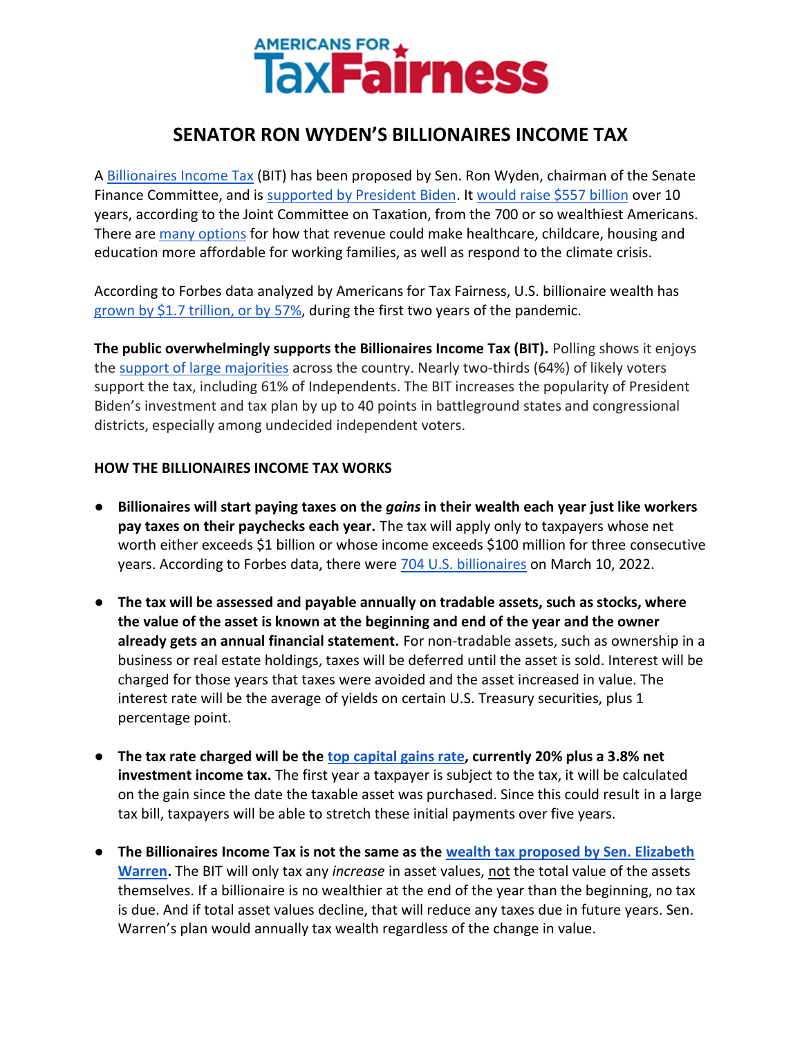AMERICANS FOR **TaxFairness**

# SENATOR RON WYDEN'S BILLIONAIRES INCOME TAX

A Billionaires Income Tax (BIT) has been proposed by Sen. Ron Wyden, chairman of the Senate Finance Committee, and is supported by President Biden. It would raise $557 billion over 10 years, according to the Joint Committee on Taxation, from the 700 or so wealthiest Americans. There are many options for how that revenue could make healthcare, childcare, housing and education more affordable for working families, as well as respond to the climate crisis.

According to Forbes data analyzed by Americans for Tax Fairness, U.S. billionaire wealth has grown by $1.7 trillion, or by 57%, during the first two years of the pandemic.

**The public overwhelmingly supports the Billionaires Income Tax (BIT).** Polling shows it enjoys the support of large majorities across the country. Nearly two-thirds (64%) of likely voters support the tax, including 61% of Independents. The BIT increases the popularity of President Biden's investment and tax plan by up to 40 points in battleground states and congressional districts, especially among undecided independent voters.

**HOW THE BILLIONAIRES INCOME TAX WORKS**

- **Billionaires will start paying taxes on the *gains* in their wealth each year just like workers pay taxes on their paychecks each year.** The tax will apply only to taxpayers whose net worth either exceeds $1 billion or whose income exceeds $100 million for three consecutive years. According to Forbes data, there were 704 U.S. billionaires on March 10, 2022.

- **The tax will be assessed and payable annually on tradable assets, such as stocks, where the value of the asset is known at the beginning and end of the year and the owner already gets an annual financial statement.** For non-tradable assets, such as ownership in a business or real estate holdings, taxes will be deferred until the asset is sold. Interest will be charged for those years that taxes were avoided and the asset increased in value. The interest rate will be the average of yields on certain U.S. Treasury securities, plus 1 percentage point.

- **The tax rate charged will be the top capital gains rate, currently 20% plus a 3.8% net investment income tax.** The first year a taxpayer is subject to the tax, it will be calculated on the gain since the date the taxable asset was purchased. Since this could result in a large tax bill, taxpayers will be able to stretch these initial payments over five years.

- **The Billionaires Income Tax is not the same as the wealth tax proposed by Sen. Elizabeth Warren.** The BIT will only tax any *increase* in asset values, not the total value of the assets themselves. If a billionaire is no wealthier at the end of the year than the beginning, no tax is due. And if total asset values decline, that will reduce any taxes due in future years. Sen. Warren's plan would annually tax wealth regardless of the change in value.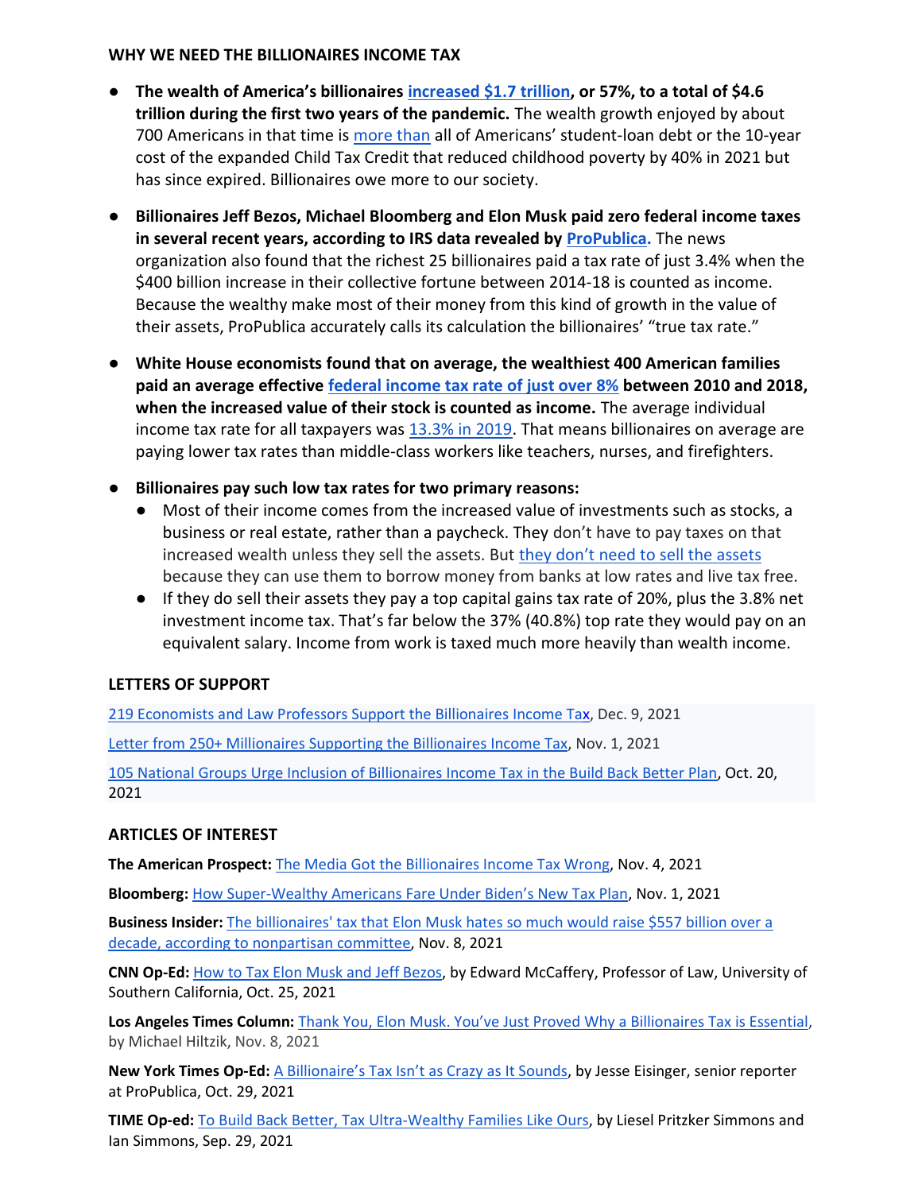**WHY WE NEED THE BILLIONAIRES INCOME TAX**

- **The wealth of America's billionaires increased $1.7 trillion, or 57%, to a total of $4.6 trillion during the first two years of the pandemic.** The wealth growth enjoyed by about 700 Americans in that time is more than all of Americans' student-loan debt or the 10-year cost of the expanded Child Tax Credit that reduced childhood poverty by 40% in 2021 but has since expired. Billionaires owe more to our society.
- **Billionaires Jeff Bezos, Michael Bloomberg and Elon Musk paid zero federal income taxes in several recent years, according to IRS data revealed by ProPublica.** The news organization also found that the richest 25 billionaires paid a tax rate of just 3.4% when the $400 billion increase in their collective fortune between 2014-18 is counted as income. Because the wealthy make most of their money from this kind of growth in the value of their assets, ProPublica accurately calls its calculation the billionaires' "true tax rate."
- **White House economists found that on average, the wealthiest 400 American families paid an average effective federal income tax rate of just over 8% between 2010 and 2018, when the increased value of their stock is counted as income.** The average individual income tax rate for all taxpayers was 13.3% in 2019. That means billionaires on average are paying lower tax rates than middle-class workers like teachers, nurses, and firefighters.
- **Billionaires pay such low tax rates for two primary reasons:**
  - Most of their income comes from the increased value of investments such as stocks, a business or real estate, rather than a paycheck. They don't have to pay taxes on that increased wealth unless they sell the assets. But they don't need to sell the assets because they can use them to borrow money from banks at low rates and live tax free.
  - If they do sell their assets they pay a top capital gains tax rate of 20%, plus the 3.8% net investment income tax. That's far below the 37% (40.8%) top rate they would pay on an equivalent salary. Income from work is taxed much more heavily than wealth income.

**LETTERS OF SUPPORT**

219 Economists and Law Professors Support the Billionaires Income Tax, Dec. 9, 2021

Letter from 250+ Millionaires Supporting the Billionaires Income Tax, Nov. 1, 2021

105 National Groups Urge Inclusion of Billionaires Income Tax in the Build Back Better Plan, Oct. 20, 2021

**ARTICLES OF INTEREST**

**The American Prospect:** The Media Got the Billionaires Income Tax Wrong, Nov. 4, 2021

**Bloomberg:** How Super-Wealthy Americans Fare Under Biden's New Tax Plan, Nov. 1, 2021

**Business Insider:** The billionaires' tax that Elon Musk hates so much would raise $557 billion over a decade, according to nonpartisan committee, Nov. 8, 2021

**CNN Op-Ed:** How to Tax Elon Musk and Jeff Bezos, by Edward McCaffery, Professor of Law, University of Southern California, Oct. 25, 2021

**Los Angeles Times Column:** Thank You, Elon Musk. You've Just Proved Why a Billionaires Tax is Essential, by Michael Hiltzik, Nov. 8, 2021

**New York Times Op-Ed:** A Billionaire's Tax Isn't as Crazy as It Sounds, by Jesse Eisinger, senior reporter at ProPublica, Oct. 29, 2021

**TIME Op-ed:** To Build Back Better, Tax Ultra-Wealthy Families Like Ours, by Liesel Pritzker Simmons and Ian Simmons, Sep. 29, 2021